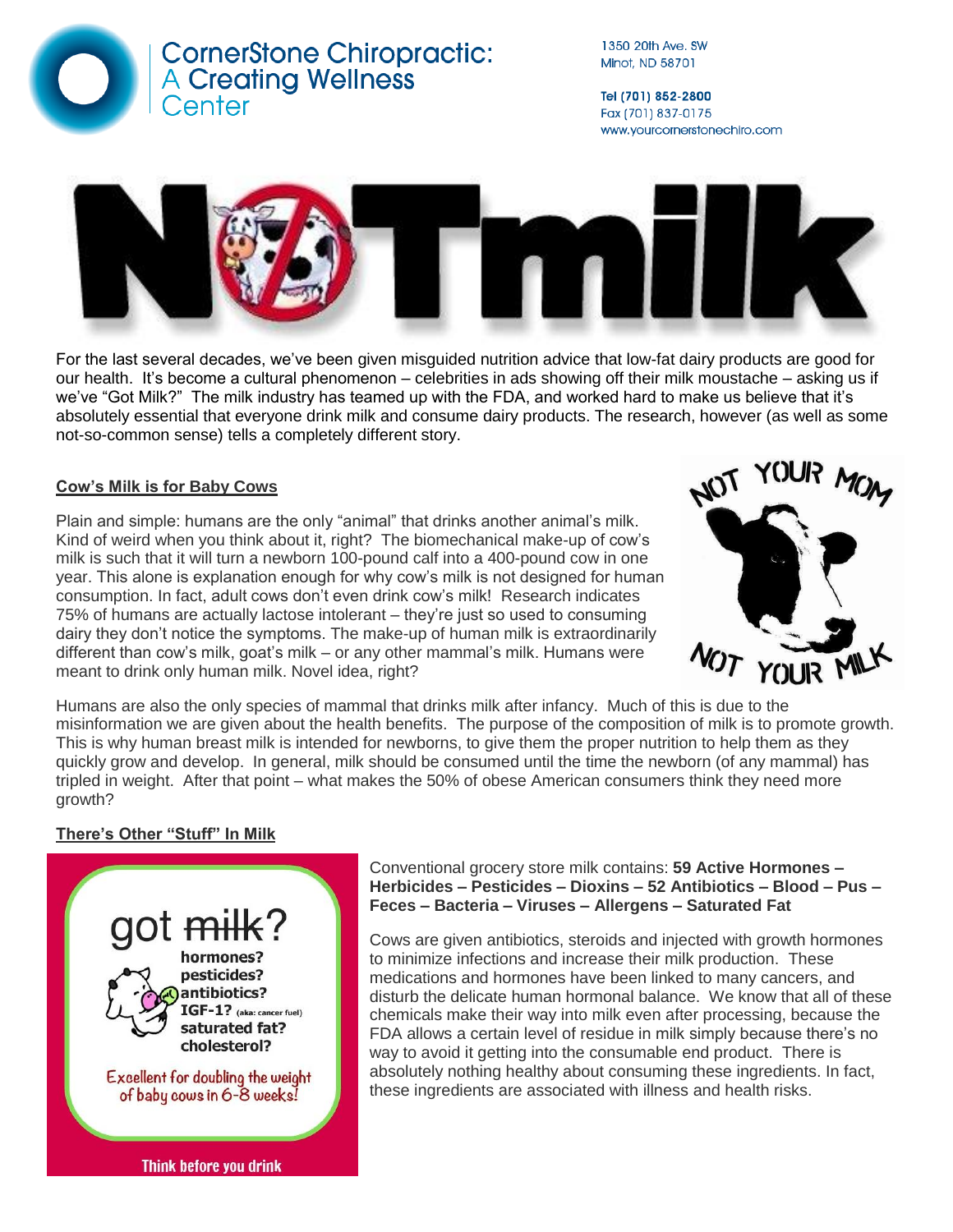# CornerStone Chiropractic: A Creating Wellness Center

1350 20th Ave. SW
Minot, ND 58701

Tel (701) 852-2800
Fax (701) 837-0175
www.yourcornerstonechiro.com

# NOT milk

For the last several decades, we've been given misguided nutrition advice that low-fat dairy products are good for our health. It's become a cultural phenomenon – celebrities in ads showing off their milk moustache – asking us if we've "Got Milk?" The milk industry has teamed up with the FDA, and worked hard to make us believe that it's absolutely essential that everyone drink milk and consume dairy products. The research, however (as well as some not-so-common sense) tells a completely different story.

## Cow's Milk is for Baby Cows

Plain and simple: humans are the only "animal" that drinks another animal's milk. Kind of weird when you think about it, right? The biomechanical make-up of cow's milk is such that it will turn a newborn 100-pound calf into a 400-pound cow in one year. This alone is explanation enough for why cow's milk is not designed for human consumption. In fact, adult cows don't even drink cow's milk! Research indicates 75% of humans are actually lactose intolerant – they're just so used to consuming dairy they don't notice the symptoms. The make-up of human milk is extraordinarily different than cow's milk, goat's milk – or any other mammal's milk. Humans were meant to drink only human milk. Novel idea, right?

NOT YOUR MOM
NOT YOUR MILK

Humans are also the only species of mammal that drinks milk after infancy. Much of this is due to the misinformation we are given about the health benefits. The purpose of the composition of milk is to promote growth. This is why human breast milk is intended for newborns, to give them the proper nutrition to help them as they quickly grow and develop. In general, milk should be consumed until the time the newborn (of any mammal) has tripled in weight. After that point – what makes the 50% of obese American consumers think they need more growth?

## There's Other "Stuff" In Milk

got ~~milk~~?
hormones?
pesticides?
antibiotics?
IGF-1? (aka: cancer fuel)
saturated fat?
cholesterol?

Excellent for doubling the weight of baby cows in 6-8 weeks!

Think before you drink

Conventional grocery store milk contains: **59 Active Hormones – Herbicides – Pesticides – Dioxins – 52 Antibiotics – Blood – Pus – Feces – Bacteria – Viruses – Allergens – Saturated Fat**

Cows are given antibiotics, steroids and injected with growth hormones to minimize infections and increase their milk production. These medications and hormones have been linked to many cancers, and disturb the delicate human hormonal balance. We know that all of these chemicals make their way into milk even after processing, because the FDA allows a certain level of residue in milk simply because there's no way to avoid it getting into the consumable end product. There is absolutely nothing healthy about consuming these ingredients. In fact, these ingredients are associated with illness and health risks.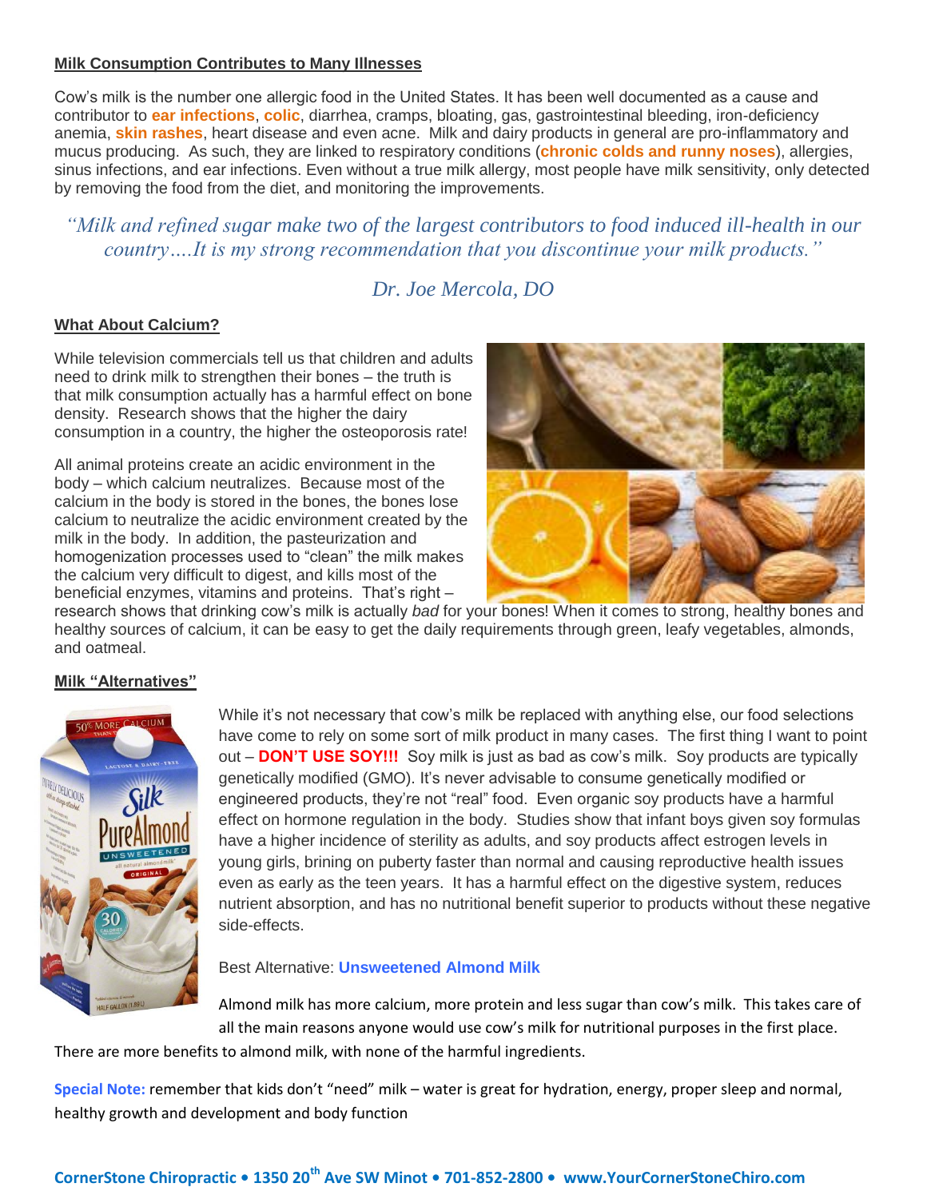## Milk Consumption Contributes to Many Illnesses

Cow's milk is the number one allergic food in the United States. It has been well documented as a cause and contributor to **ear infections**, **colic**, diarrhea, cramps, bloating, gas, gastrointestinal bleeding, iron-deficiency anemia, **skin rashes**, heart disease and even acne. Milk and dairy products in general are pro-inflammatory and mucus producing. As such, they are linked to respiratory conditions (**chronic colds and runny noses**), allergies, sinus infections, and ear infections. Even without a true milk allergy, most people have milk sensitivity, only detected by removing the food from the diet, and monitoring the improvements.

*"Milk and refined sugar make two of the largest contributors to food induced ill-health in our country….It is my strong recommendation that you discontinue your milk products."*

*Dr. Joe Mercola, DO*

## What About Calcium?

While television commercials tell us that children and adults need to drink milk to strengthen their bones – the truth is that milk consumption actually has a harmful effect on bone density. Research shows that the higher the dairy consumption in a country, the higher the osteoporosis rate!

All animal proteins create an acidic environment in the body – which calcium neutralizes. Because most of the calcium in the body is stored in the bones, the bones lose calcium to neutralize the acidic environment created by the milk in the body. In addition, the pasteurization and homogenization processes used to "clean" the milk makes the calcium very difficult to digest, and kills most of the beneficial enzymes, vitamins and proteins. That's right – research shows that drinking cow's milk is actually *bad* for your bones! When it comes to strong, healthy bones and healthy sources of calcium, it can be easy to get the daily requirements through green, leafy vegetables, almonds, and oatmeal.

## Milk "Alternatives"

While it's not necessary that cow's milk be replaced with anything else, our food selections have come to rely on some sort of milk product in many cases. The first thing I want to point out – **DON'T USE SOY!!!** Soy milk is just as bad as cow's milk. Soy products are typically genetically modified (GMO). It's never advisable to consume genetically modified or engineered products, they're not "real" food. Even organic soy products have a harmful effect on hormone regulation in the body. Studies show that infant boys given soy formulas have a higher incidence of sterility as adults, and soy products affect estrogen levels in young girls, brining on puberty faster than normal and causing reproductive health issues even as early as the teen years. It has a harmful effect on the digestive system, reduces nutrient absorption, and has no nutritional benefit superior to products without these negative side-effects.

Best Alternative: **Unsweetened Almond Milk**

Almond milk has more calcium, more protein and less sugar than cow's milk. This takes care of all the main reasons anyone would use cow's milk for nutritional purposes in the first place. There are more benefits to almond milk, with none of the harmful ingredients.

**Special Note:** remember that kids don't "need" milk – water is great for hydration, energy, proper sleep and normal, healthy growth and development and body function

**CornerStone Chiropractic • 1350 20th Ave SW Minot • 701-852-2800 • www.YourCornerStoneChiro.com**